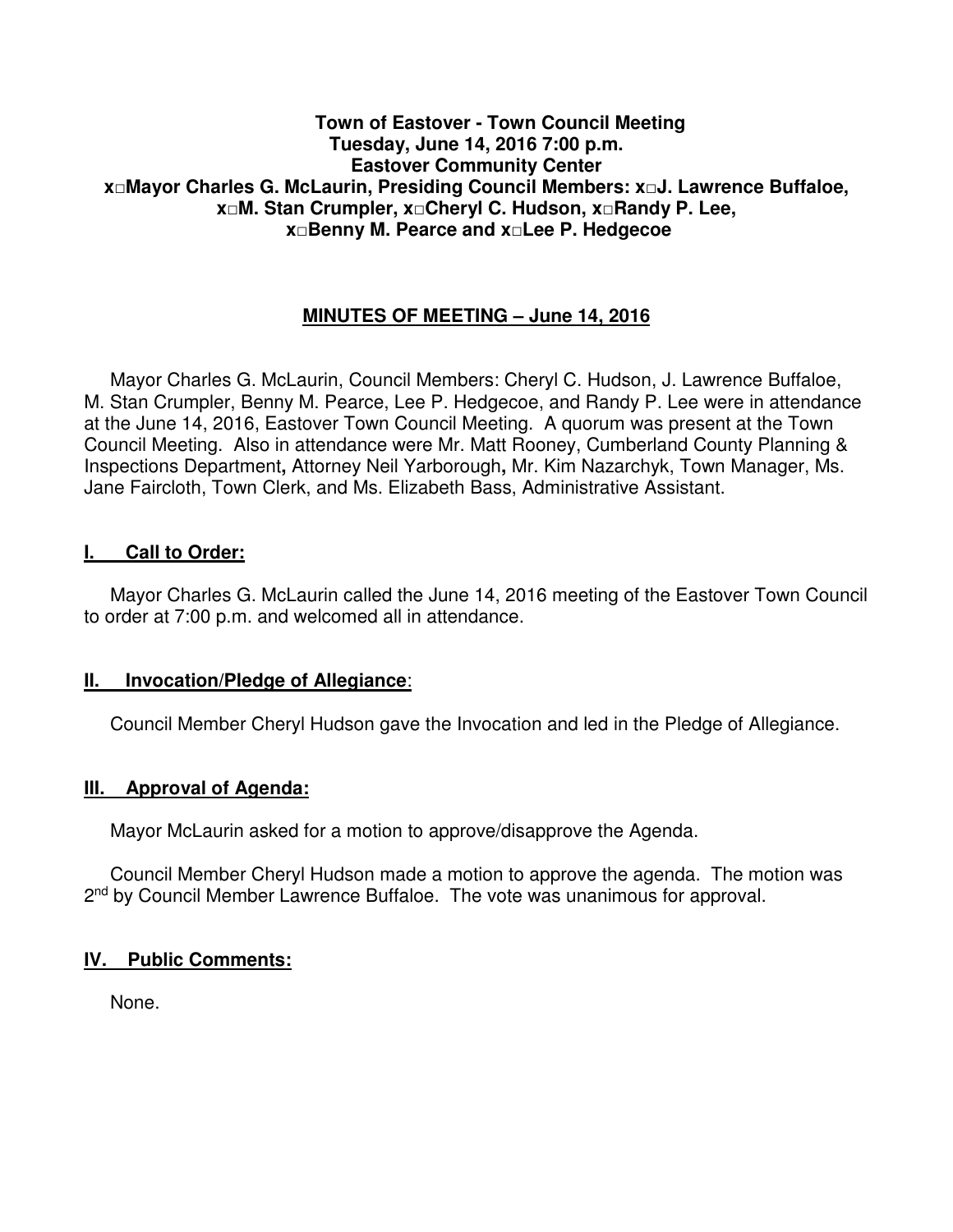**Town of Eastover - Town Council Meeting**
**Tuesday, June 14, 2016 7:00 p.m.**
**Eastover Community Center**
**x□Mayor Charles G. McLaurin, Presiding Council Members: x□J. Lawrence Buffaloe, x□M. Stan Crumpler, x□Cheryl C. Hudson, x□Randy P. Lee, x□Benny M. Pearce and x□Lee P. Hedgecoe**

## MINUTES OF MEETING – June 14, 2016

Mayor Charles G. McLaurin, Council Members: Cheryl C. Hudson, J. Lawrence Buffaloe, M. Stan Crumpler, Benny M. Pearce, Lee P. Hedgecoe, and Randy P. Lee were in attendance at the June 14, 2016, Eastover Town Council Meeting. A quorum was present at the Town Council Meeting. Also in attendance were Mr. Matt Rooney, Cumberland County Planning & Inspections Department**,** Attorney Neil Yarborough**,** Mr. Kim Nazarchyk, Town Manager, Ms. Jane Faircloth, Town Clerk, and Ms. Elizabeth Bass, Administrative Assistant.

## I. Call to Order:

Mayor Charles G. McLaurin called the June 14, 2016 meeting of the Eastover Town Council to order at 7:00 p.m. and welcomed all in attendance.

## II. Invocation/Pledge of Allegiance:

Council Member Cheryl Hudson gave the Invocation and led in the Pledge of Allegiance.

## III. Approval of Agenda:

Mayor McLaurin asked for a motion to approve/disapprove the Agenda.

Council Member Cheryl Hudson made a motion to approve the agenda. The motion was 2nd by Council Member Lawrence Buffaloe. The vote was unanimous for approval.

## IV. Public Comments:

None.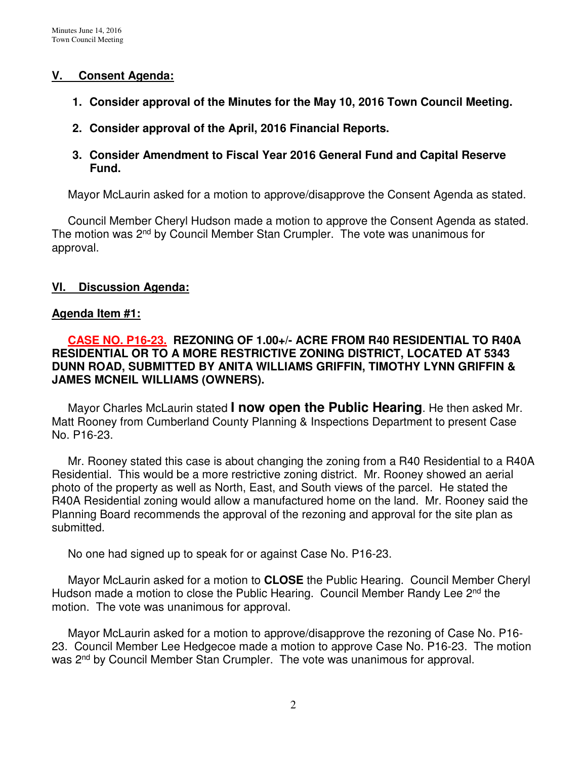## V. Consent Agenda:

1. **Consider approval of the Minutes for the May 10, 2016 Town Council Meeting.**

2. **Consider approval of the April, 2016 Financial Reports.**

3. **Consider Amendment to Fiscal Year 2016 General Fund and Capital Reserve Fund.**

Mayor McLaurin asked for a motion to approve/disapprove the Consent Agenda as stated.

Council Member Cheryl Hudson made a motion to approve the Consent Agenda as stated. The motion was 2nd by Council Member Stan Crumpler. The vote was unanimous for approval.

## VI. Discussion Agenda:

### Agenda Item #1:

**CASE NO. P16-23. REZONING OF 1.00+/- ACRE FROM R40 RESIDENTIAL TO R40A RESIDENTIAL OR TO A MORE RESTRICTIVE ZONING DISTRICT, LOCATED AT 5343 DUNN ROAD, SUBMITTED BY ANITA WILLIAMS GRIFFIN, TIMOTHY LYNN GRIFFIN & JAMES MCNEIL WILLIAMS (OWNERS).**

Mayor Charles McLaurin stated **I now open the Public Hearing**. He then asked Mr. Matt Rooney from Cumberland County Planning & Inspections Department to present Case No. P16-23.

Mr. Rooney stated this case is about changing the zoning from a R40 Residential to a R40A Residential. This would be a more restrictive zoning district. Mr. Rooney showed an aerial photo of the property as well as North, East, and South views of the parcel. He stated the R40A Residential zoning would allow a manufactured home on the land. Mr. Rooney said the Planning Board recommends the approval of the rezoning and approval for the site plan as submitted.

No one had signed up to speak for or against Case No. P16-23.

Mayor McLaurin asked for a motion to **CLOSE** the Public Hearing. Council Member Cheryl Hudson made a motion to close the Public Hearing. Council Member Randy Lee 2nd the motion. The vote was unanimous for approval.

Mayor McLaurin asked for a motion to approve/disapprove the rezoning of Case No. P16-23. Council Member Lee Hedgecoe made a motion to approve Case No. P16-23. The motion was 2nd by Council Member Stan Crumpler. The vote was unanimous for approval.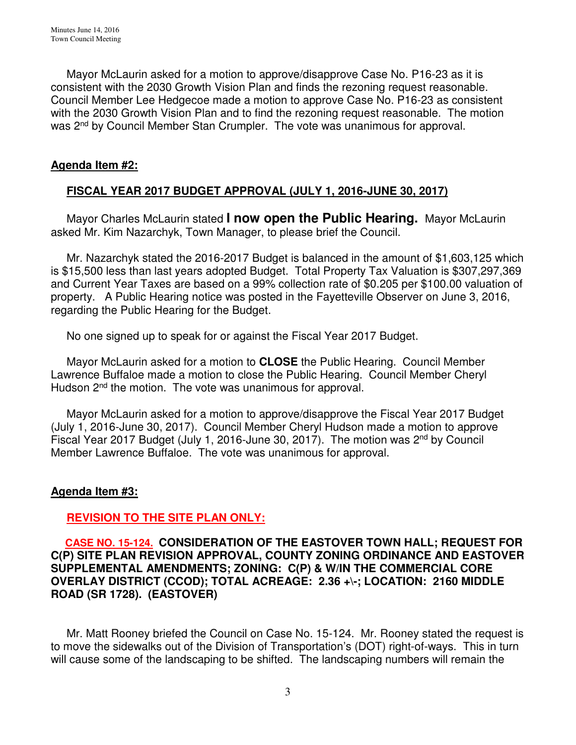Mayor McLaurin asked for a motion to approve/disapprove Case No. P16-23 as it is consistent with the 2030 Growth Vision Plan and finds the rezoning request reasonable. Council Member Lee Hedgecoe made a motion to approve Case No. P16-23 as consistent with the 2030 Growth Vision Plan and to find the rezoning request reasonable. The motion was 2nd by Council Member Stan Crumpler. The vote was unanimous for approval.

**Agenda Item #2:**

**FISCAL YEAR 2017 BUDGET APPROVAL (JULY 1, 2016-JUNE 30, 2017)**

Mayor Charles McLaurin stated **I now open the Public Hearing.** Mayor McLaurin asked Mr. Kim Nazarchyk, Town Manager, to please brief the Council.

Mr. Nazarchyk stated the 2016-2017 Budget is balanced in the amount of $1,603,125 which is $15,500 less than last years adopted Budget. Total Property Tax Valuation is $307,297,369 and Current Year Taxes are based on a 99% collection rate of $0.205 per $100.00 valuation of property. A Public Hearing notice was posted in the Fayetteville Observer on June 3, 2016, regarding the Public Hearing for the Budget.

No one signed up to speak for or against the Fiscal Year 2017 Budget.

Mayor McLaurin asked for a motion to **CLOSE** the Public Hearing. Council Member Lawrence Buffaloe made a motion to close the Public Hearing. Council Member Cheryl Hudson 2nd the motion. The vote was unanimous for approval.

Mayor McLaurin asked for a motion to approve/disapprove the Fiscal Year 2017 Budget (July 1, 2016-June 30, 2017). Council Member Cheryl Hudson made a motion to approve Fiscal Year 2017 Budget (July 1, 2016-June 30, 2017). The motion was 2nd by Council Member Lawrence Buffaloe. The vote was unanimous for approval.

**Agenda Item #3:**

**REVISION TO THE SITE PLAN ONLY:**

**CASE NO. 15-124. CONSIDERATION OF THE EASTOVER TOWN HALL; REQUEST FOR C(P) SITE PLAN REVISION APPROVAL, COUNTY ZONING ORDINANCE AND EASTOVER SUPPLEMENTAL AMENDMENTS; ZONING: C(P) & W/IN THE COMMERCIAL CORE OVERLAY DISTRICT (CCOD); TOTAL ACREAGE: 2.36 +\-; LOCATION: 2160 MIDDLE ROAD (SR 1728). (EASTOVER)**

Mr. Matt Rooney briefed the Council on Case No. 15-124. Mr. Rooney stated the request is to move the sidewalks out of the Division of Transportation's (DOT) right-of-ways. This in turn will cause some of the landscaping to be shifted. The landscaping numbers will remain the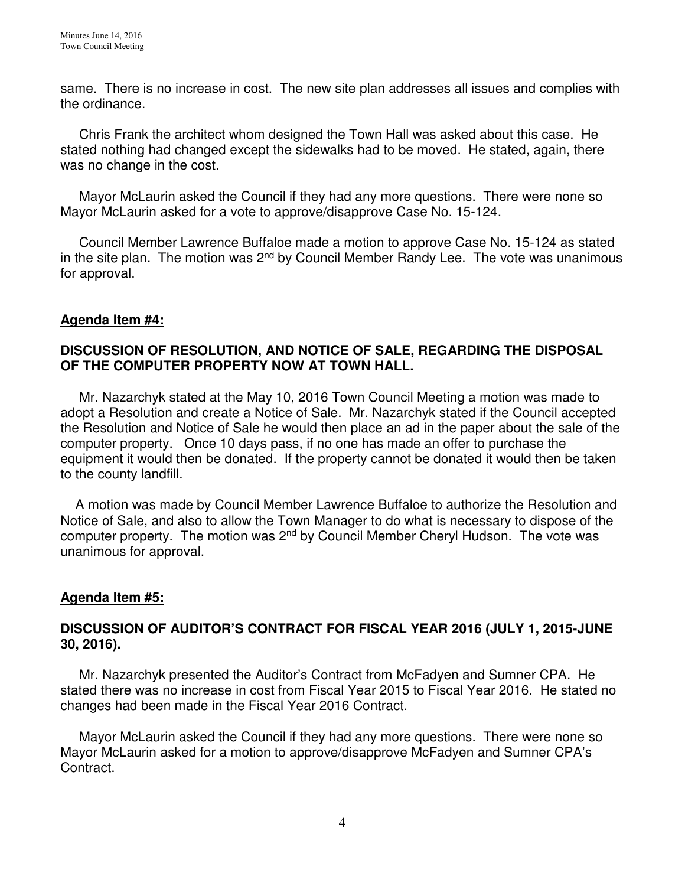same. There is no increase in cost. The new site plan addresses all issues and complies with the ordinance.

Chris Frank the architect whom designed the Town Hall was asked about this case. He stated nothing had changed except the sidewalks had to be moved. He stated, again, there was no change in the cost.

Mayor McLaurin asked the Council if they had any more questions. There were none so Mayor McLaurin asked for a vote to approve/disapprove Case No. 15-124.

Council Member Lawrence Buffaloe made a motion to approve Case No. 15-124 as stated in the site plan. The motion was 2nd by Council Member Randy Lee. The vote was unanimous for approval.

**Agenda Item #4:**

**DISCUSSION OF RESOLUTION, AND NOTICE OF SALE, REGARDING THE DISPOSAL OF THE COMPUTER PROPERTY NOW AT TOWN HALL.**

Mr. Nazarchyk stated at the May 10, 2016 Town Council Meeting a motion was made to adopt a Resolution and create a Notice of Sale. Mr. Nazarchyk stated if the Council accepted the Resolution and Notice of Sale he would then place an ad in the paper about the sale of the computer property. Once 10 days pass, if no one has made an offer to purchase the equipment it would then be donated. If the property cannot be donated it would then be taken to the county landfill.

A motion was made by Council Member Lawrence Buffaloe to authorize the Resolution and Notice of Sale, and also to allow the Town Manager to do what is necessary to dispose of the computer property. The motion was 2nd by Council Member Cheryl Hudson. The vote was unanimous for approval.

**Agenda Item #5:**

**DISCUSSION OF AUDITOR'S CONTRACT FOR FISCAL YEAR 2016 (JULY 1, 2015-JUNE 30, 2016).**

Mr. Nazarchyk presented the Auditor's Contract from McFadyen and Sumner CPA. He stated there was no increase in cost from Fiscal Year 2015 to Fiscal Year 2016. He stated no changes had been made in the Fiscal Year 2016 Contract.

Mayor McLaurin asked the Council if they had any more questions. There were none so Mayor McLaurin asked for a motion to approve/disapprove McFadyen and Sumner CPA's Contract.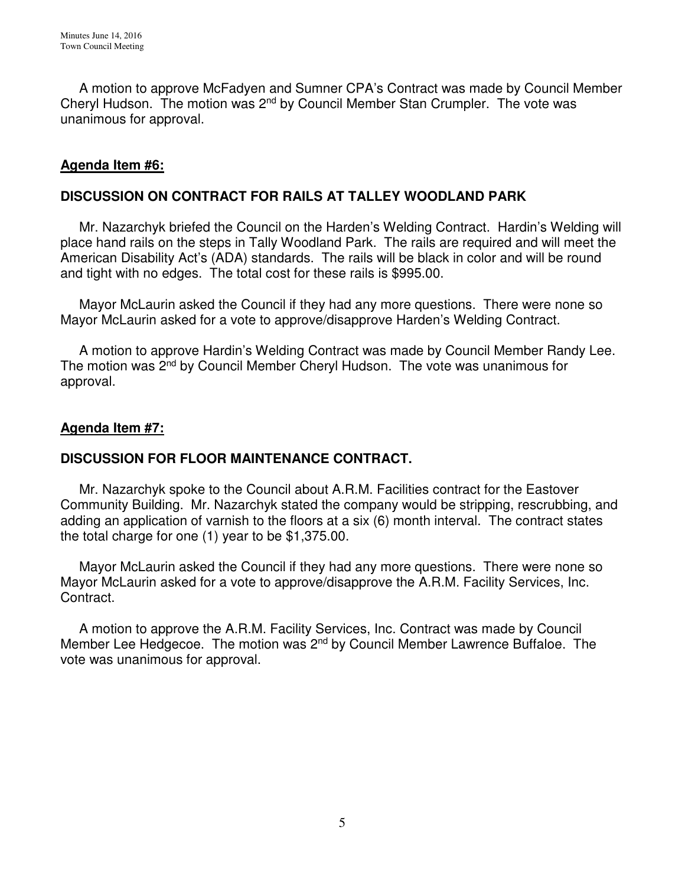A motion to approve McFadyen and Sumner CPA's Contract was made by Council Member Cheryl Hudson. The motion was 2nd by Council Member Stan Crumpler. The vote was unanimous for approval.

**Agenda Item #6:**

**DISCUSSION ON CONTRACT FOR RAILS AT TALLEY WOODLAND PARK**

Mr. Nazarchyk briefed the Council on the Harden's Welding Contract. Hardin's Welding will place hand rails on the steps in Tally Woodland Park. The rails are required and will meet the American Disability Act's (ADA) standards. The rails will be black in color and will be round and tight with no edges. The total cost for these rails is $995.00.

Mayor McLaurin asked the Council if they had any more questions. There were none so Mayor McLaurin asked for a vote to approve/disapprove Harden's Welding Contract.

A motion to approve Hardin's Welding Contract was made by Council Member Randy Lee. The motion was 2nd by Council Member Cheryl Hudson. The vote was unanimous for approval.

**Agenda Item #7:**

**DISCUSSION FOR FLOOR MAINTENANCE CONTRACT.**

Mr. Nazarchyk spoke to the Council about A.R.M. Facilities contract for the Eastover Community Building. Mr. Nazarchyk stated the company would be stripping, rescrubbing, and adding an application of varnish to the floors at a six (6) month interval. The contract states the total charge for one (1) year to be $1,375.00.

Mayor McLaurin asked the Council if they had any more questions. There were none so Mayor McLaurin asked for a vote to approve/disapprove the A.R.M. Facility Services, Inc. Contract.

A motion to approve the A.R.M. Facility Services, Inc. Contract was made by Council Member Lee Hedgecoe. The motion was 2nd by Council Member Lawrence Buffaloe. The vote was unanimous for approval.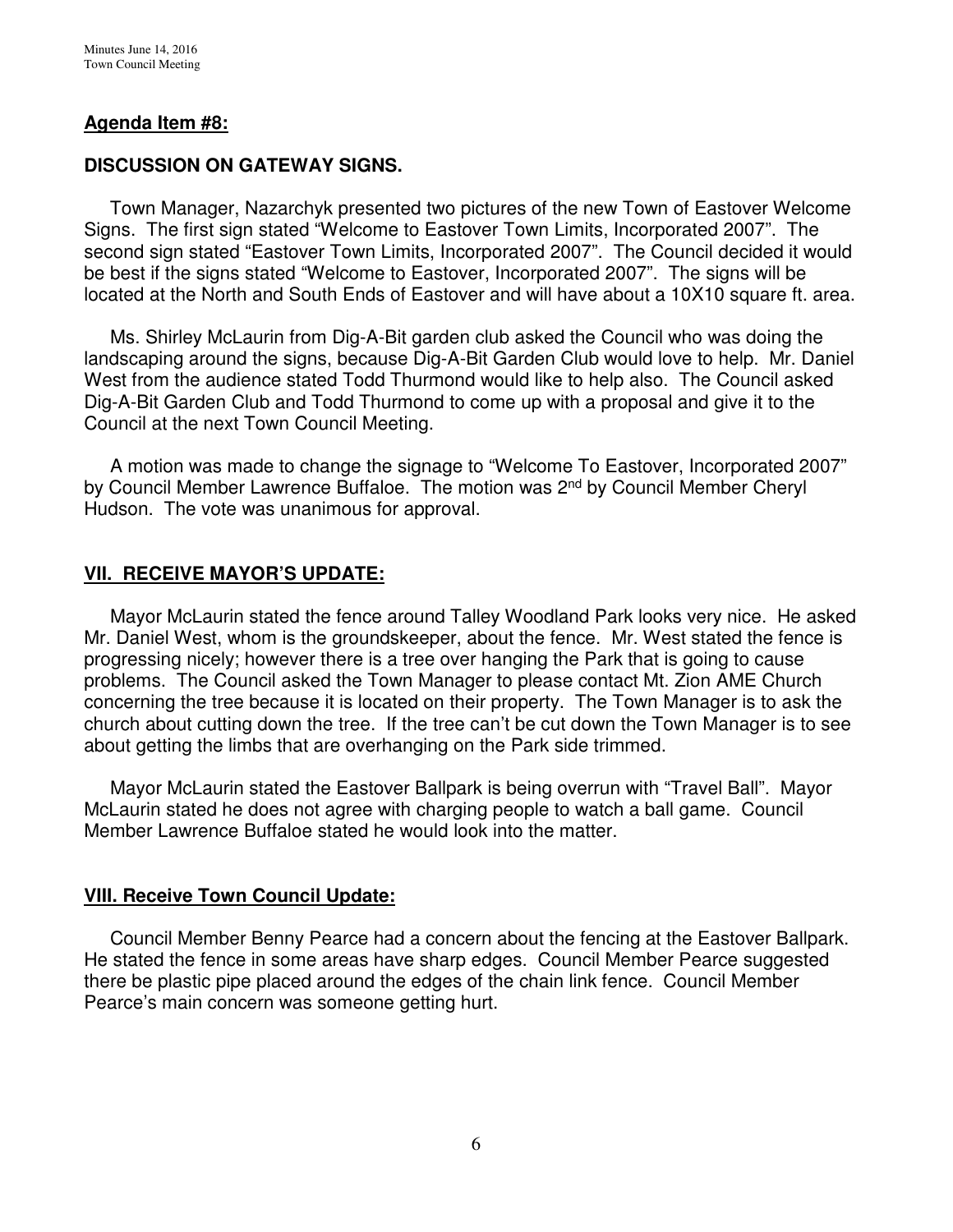**Agenda Item #8:**

**DISCUSSION ON GATEWAY SIGNS.**

Town Manager, Nazarchyk presented two pictures of the new Town of Eastover Welcome Signs. The first sign stated "Welcome to Eastover Town Limits, Incorporated 2007". The second sign stated "Eastover Town Limits, Incorporated 2007". The Council decided it would be best if the signs stated "Welcome to Eastover, Incorporated 2007". The signs will be located at the North and South Ends of Eastover and will have about a 10X10 square ft. area.

Ms. Shirley McLaurin from Dig-A-Bit garden club asked the Council who was doing the landscaping around the signs, because Dig-A-Bit Garden Club would love to help. Mr. Daniel West from the audience stated Todd Thurmond would like to help also. The Council asked Dig-A-Bit Garden Club and Todd Thurmond to come up with a proposal and give it to the Council at the next Town Council Meeting.

A motion was made to change the signage to "Welcome To Eastover, Incorporated 2007" by Council Member Lawrence Buffaloe. The motion was 2nd by Council Member Cheryl Hudson. The vote was unanimous for approval.

**VII. RECEIVE MAYOR'S UPDATE:**

Mayor McLaurin stated the fence around Talley Woodland Park looks very nice. He asked Mr. Daniel West, whom is the groundskeeper, about the fence. Mr. West stated the fence is progressing nicely; however there is a tree over hanging the Park that is going to cause problems. The Council asked the Town Manager to please contact Mt. Zion AME Church concerning the tree because it is located on their property. The Town Manager is to ask the church about cutting down the tree. If the tree can't be cut down the Town Manager is to see about getting the limbs that are overhanging on the Park side trimmed.

Mayor McLaurin stated the Eastover Ballpark is being overrun with "Travel Ball". Mayor McLaurin stated he does not agree with charging people to watch a ball game. Council Member Lawrence Buffaloe stated he would look into the matter.

**VIII. Receive Town Council Update:**

Council Member Benny Pearce had a concern about the fencing at the Eastover Ballpark. He stated the fence in some areas have sharp edges. Council Member Pearce suggested there be plastic pipe placed around the edges of the chain link fence. Council Member Pearce's main concern was someone getting hurt.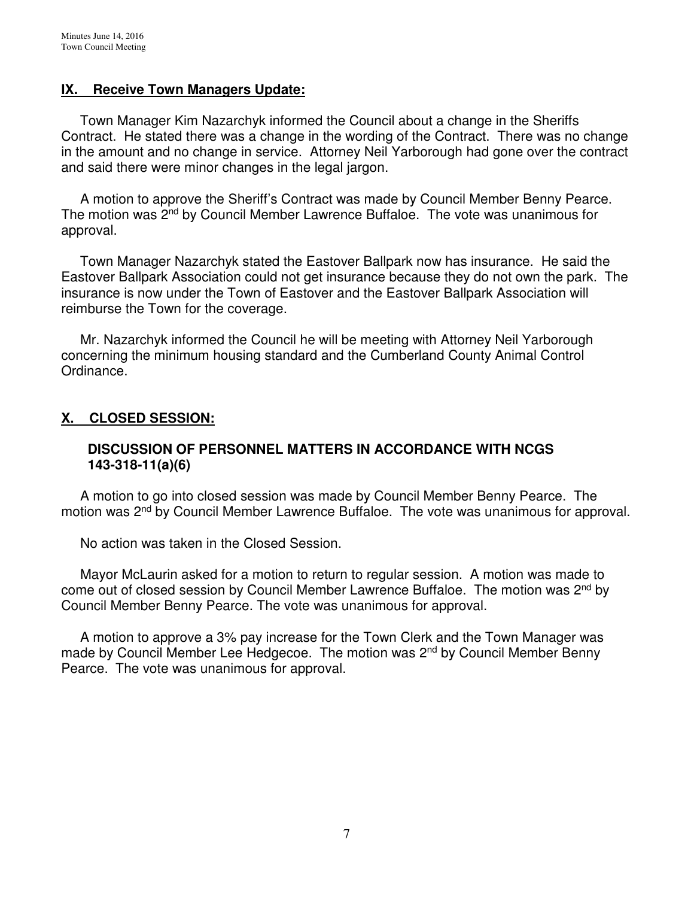## IX. Receive Town Managers Update:

Town Manager Kim Nazarchyk informed the Council about a change in the Sheriffs Contract. He stated there was a change in the wording of the Contract. There was no change in the amount and no change in service. Attorney Neil Yarborough had gone over the contract and said there were minor changes in the legal jargon.

A motion to approve the Sheriff's Contract was made by Council Member Benny Pearce. The motion was 2nd by Council Member Lawrence Buffaloe. The vote was unanimous for approval.

Town Manager Nazarchyk stated the Eastover Ballpark now has insurance. He said the Eastover Ballpark Association could not get insurance because they do not own the park. The insurance is now under the Town of Eastover and the Eastover Ballpark Association will reimburse the Town for the coverage.

Mr. Nazarchyk informed the Council he will be meeting with Attorney Neil Yarborough concerning the minimum housing standard and the Cumberland County Animal Control Ordinance.

## X. CLOSED SESSION:

### DISCUSSION OF PERSONNEL MATTERS IN ACCORDANCE WITH NCGS 143-318-11(a)(6)

A motion to go into closed session was made by Council Member Benny Pearce. The motion was 2nd by Council Member Lawrence Buffaloe. The vote was unanimous for approval.

No action was taken in the Closed Session.

Mayor McLaurin asked for a motion to return to regular session. A motion was made to come out of closed session by Council Member Lawrence Buffaloe. The motion was 2nd by Council Member Benny Pearce. The vote was unanimous for approval.

A motion to approve a 3% pay increase for the Town Clerk and the Town Manager was made by Council Member Lee Hedgecoe. The motion was 2nd by Council Member Benny Pearce. The vote was unanimous for approval.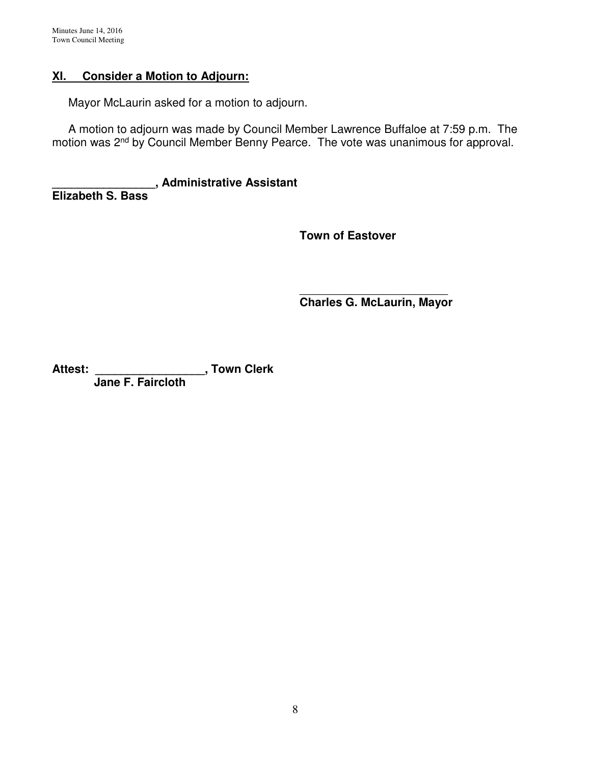## **XI. Consider a Motion to Adjourn:**

Mayor McLaurin asked for a motion to adjourn.

A motion to adjourn was made by Council Member Lawrence Buffaloe at 7:59 p.m. The motion was 2nd by Council Member Benny Pearce. The vote was unanimous for approval.

**________________, Administrative Assistant**
**Elizabeth S. Bass**

**Town of Eastover**

**________________________**
**Charles G. McLaurin, Mayor**

**Attest: _________________, Town Clerk**
**Jane F. Faircloth**